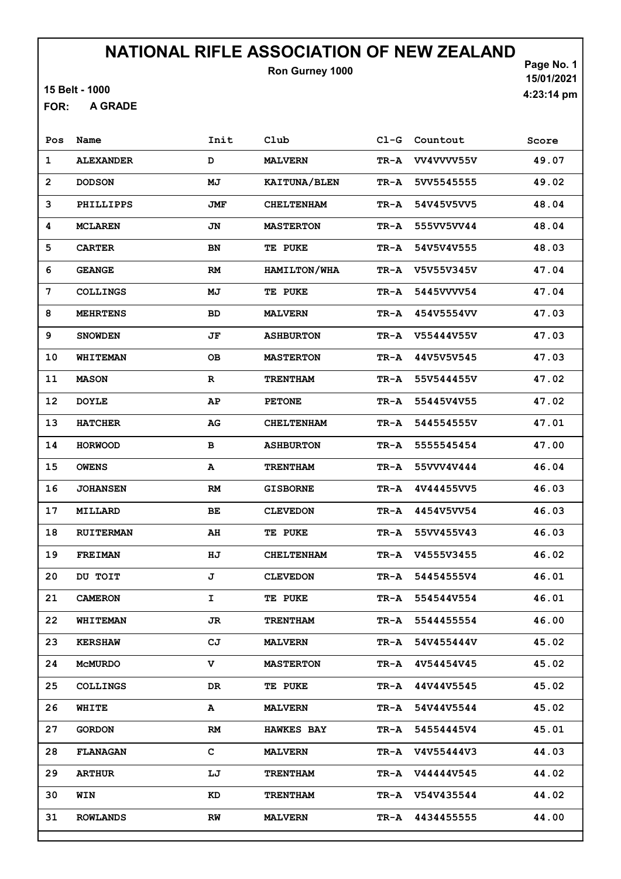# NATIONAL RIFLE ASSOCIATION OF NEW ZEALAND

**Ron Gurney 1000**

15 Belt - 1000

FOR: **A GRADE**

Page No. 1
15/01/2021
4:23:14 pm

| Pos | Name | Init | Club | Cl-G | Countout | Score |
|---|---|---|---|---|---|---|
| 1 | ALEXANDER | D | MALVERN | TR-A | VV4VVVV55V | 49.07 |
| 2 | DODSON | MJ | KAITUNA/BLEN | TR-A | 5VV5545555 | 49.02 |
| 3 | PHILLIPPS | JMF | CHELTENHAM | TR-A | 54V45V5VV5 | 48.04 |
| 4 | MCLAREN | JN | MASTERTON | TR-A | 555VV5VV44 | 48.04 |
| 5 | CARTER | BN | TE PUKE | TR-A | 54V5V4V555 | 48.03 |
| 6 | GEANGE | RM | HAMILTON/WHA | TR-A | V5V55V345V | 47.04 |
| 7 | COLLINGS | MJ | TE PUKE | TR-A | 5445VVVV54 | 47.04 |
| 8 | MEHRTENS | BD | MALVERN | TR-A | 454V5554VV | 47.03 |
| 9 | SNOWDEN | JF | ASHBURTON | TR-A | V55444V55V | 47.03 |
| 10 | WHITEMAN | OB | MASTERTON | TR-A | 44V5V5V545 | 47.03 |
| 11 | MASON | R | TRENTHAM | TR-A | 55V544455V | 47.02 |
| 12 | DOYLE | AP | PETONE | TR-A | 55445V4V55 | 47.02 |
| 13 | HATCHER | AG | CHELTENHAM | TR-A | 544554555V | 47.01 |
| 14 | HORWOOD | B | ASHBURTON | TR-A | 5555545454 | 47.00 |
| 15 | OWENS | A | TRENTHAM | TR-A | 55VVV4V444 | 46.04 |
| 16 | JOHANSEN | RM | GISBORNE | TR-A | 4V44455VV5 | 46.03 |
| 17 | MILLARD | BE | CLEVEDON | TR-A | 4454V5VV54 | 46.03 |
| 18 | RUITERMAN | AH | TE PUKE | TR-A | 55VV455V43 | 46.03 |
| 19 | FREIMAN | HJ | CHELTENHAM | TR-A | V4555V3455 | 46.02 |
| 20 | DU TOIT | J | CLEVEDON | TR-A | 54454555V4 | 46.01 |
| 21 | CAMERON | I | TE PUKE | TR-A | 554544V554 | 46.01 |
| 22 | WHITEMAN | JR | TRENTHAM | TR-A | 5544455554 | 46.00 |
| 23 | KERSHAW | CJ | MALVERN | TR-A | 54V455444V | 45.02 |
| 24 | McMURDO | V | MASTERTON | TR-A | 4V54454V45 | 45.02 |
| 25 | COLLINGS | DR | TE PUKE | TR-A | 44V44V5545 | 45.02 |
| 26 | WHITE | A | MALVERN | TR-A | 54V44V5544 | 45.02 |
| 27 | GORDON | RM | HAWKES BAY | TR-A | 54554445V4 | 45.01 |
| 28 | FLANAGAN | C | MALVERN | TR-A | V4V55444V3 | 44.03 |
| 29 | ARTHUR | LJ | TRENTHAM | TR-A | V44444V545 | 44.02 |
| 30 | WIN | KD | TRENTHAM | TR-A | V54V435544 | 44.02 |
| 31 | ROWLANDS | RW | MALVERN | TR-A | 4434455555 | 44.00 |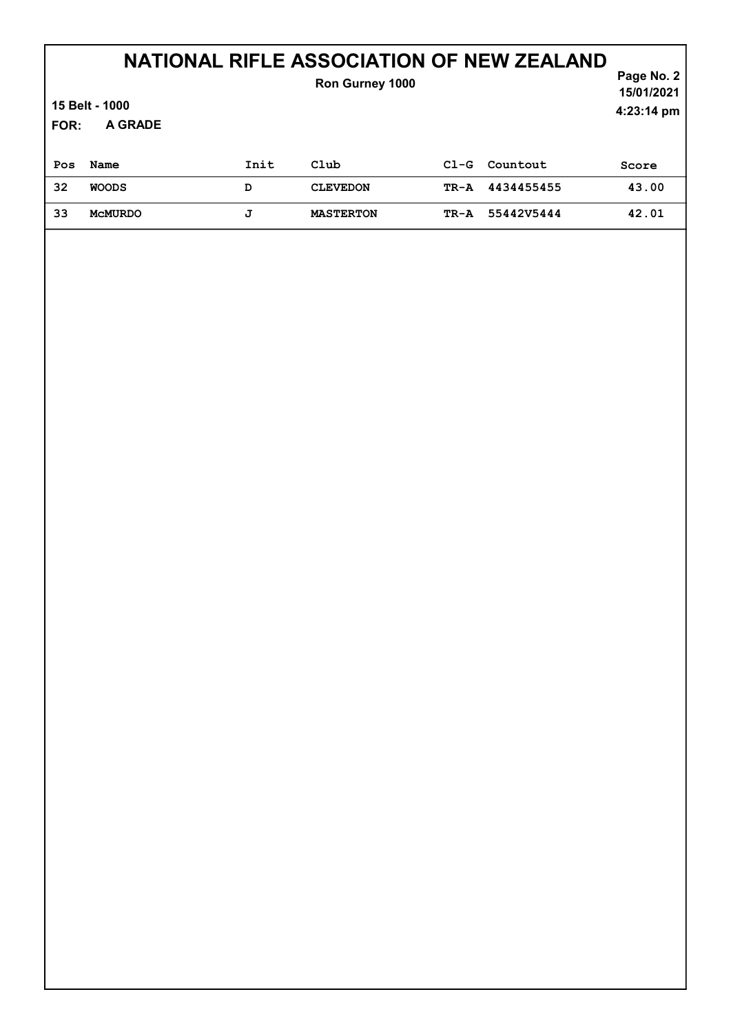# NATIONAL RIFLE ASSOCIATION OF NEW ZEALAND

**Ron Gurney 1000**

**15 Belt - 1000**

**FOR: A GRADE**

15/01/2021
4:23:14 pm

| Pos | Name | Init | Club | Cl-G | Countout | Score |
|---|---|---|---|---|---|---|
| 32 | WOODS | D | CLEVEDON | TR-A | 4434455455 | 43.00 |
| 33 | McMURDO | J | MASTERTON | TR-A | 55442V5444 | 42.01 |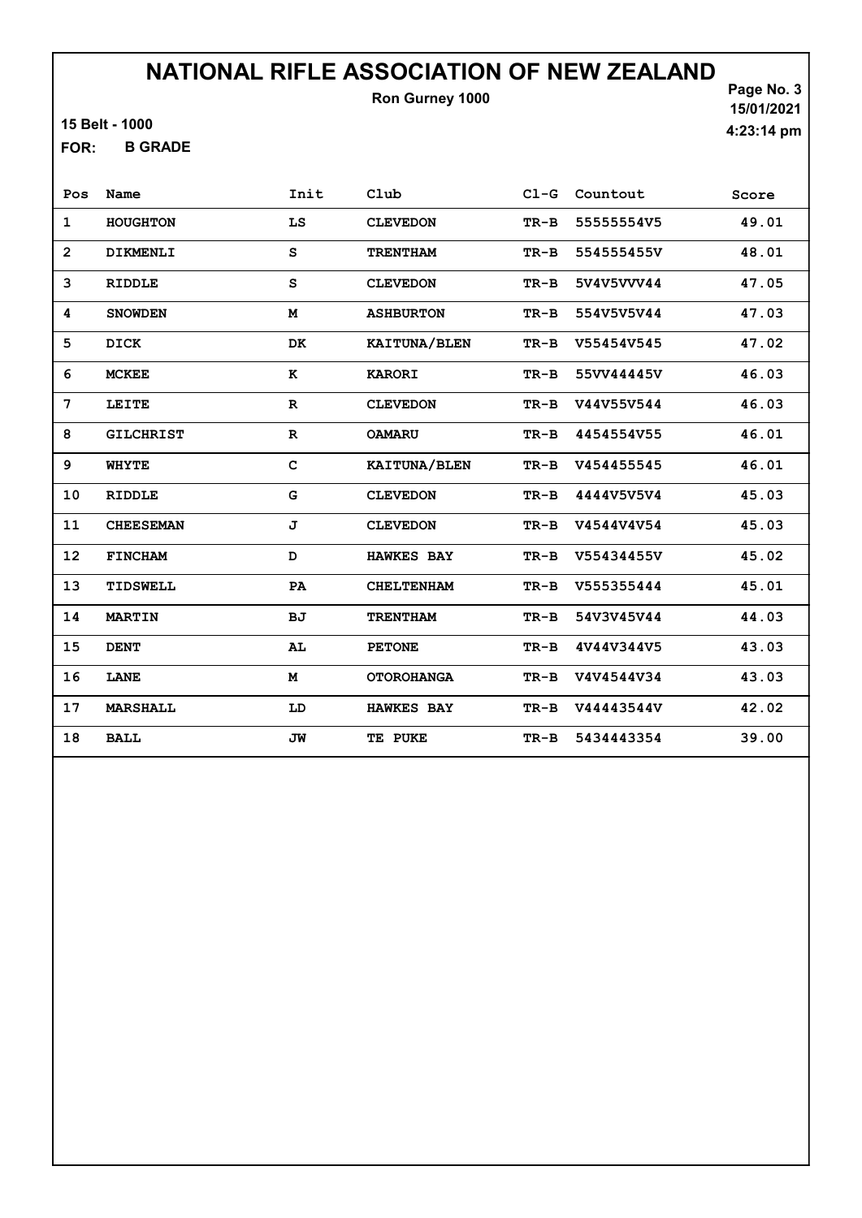# NATIONAL RIFLE ASSOCIATION OF NEW ZEALAND

Ron Gurney 1000

15 Belt - 1000

FOR: B GRADE

15/01/2021
4:23:14 pm

| Pos | Name | Init | Club | Cl-G | Countout | Score |
|---|---|---|---|---|---|---|
| 1 | HOUGHTON | LS | CLEVEDON | TR-B | 55555554V5 | 49.01 |
| 2 | DIKMENLI | S | TRENTHAM | TR-B | 554555455V | 48.01 |
| 3 | RIDDLE | S | CLEVEDON | TR-B | 5V4V5VVV44 | 47.05 |
| 4 | SNOWDEN | M | ASHBURTON | TR-B | 554V5V5V44 | 47.03 |
| 5 | DICK | DK | KAITUNA/BLEN | TR-B | V55454V545 | 47.02 |
| 6 | MCKEE | K | KARORI | TR-B | 55VV44445V | 46.03 |
| 7 | LEITE | R | CLEVEDON | TR-B | V44V55V544 | 46.03 |
| 8 | GILCHRIST | R | OAMARU | TR-B | 4454554V55 | 46.01 |
| 9 | WHYTE | C | KAITUNA/BLEN | TR-B | V454455545 | 46.01 |
| 10 | RIDDLE | G | CLEVEDON | TR-B | 4444V5V5V4 | 45.03 |
| 11 | CHEESEMAN | J | CLEVEDON | TR-B | V4544V4V54 | 45.03 |
| 12 | FINCHAM | D | HAWKES BAY | TR-B | V55434455V | 45.02 |
| 13 | TIDSWELL | PA | CHELTENHAM | TR-B | V555355444 | 45.01 |
| 14 | MARTIN | BJ | TRENTHAM | TR-B | 54V3V45V44 | 44.03 |
| 15 | DENT | AL | PETONE | TR-B | 4V44V344V5 | 43.03 |
| 16 | LANE | M | OTOROHANGA | TR-B | V4V4544V34 | 43.03 |
| 17 | MARSHALL | LD | HAWKES BAY | TR-B | V44443544V | 42.02 |
| 18 | BALL | JW | TE PUKE | TR-B | 5434443354 | 39.00 |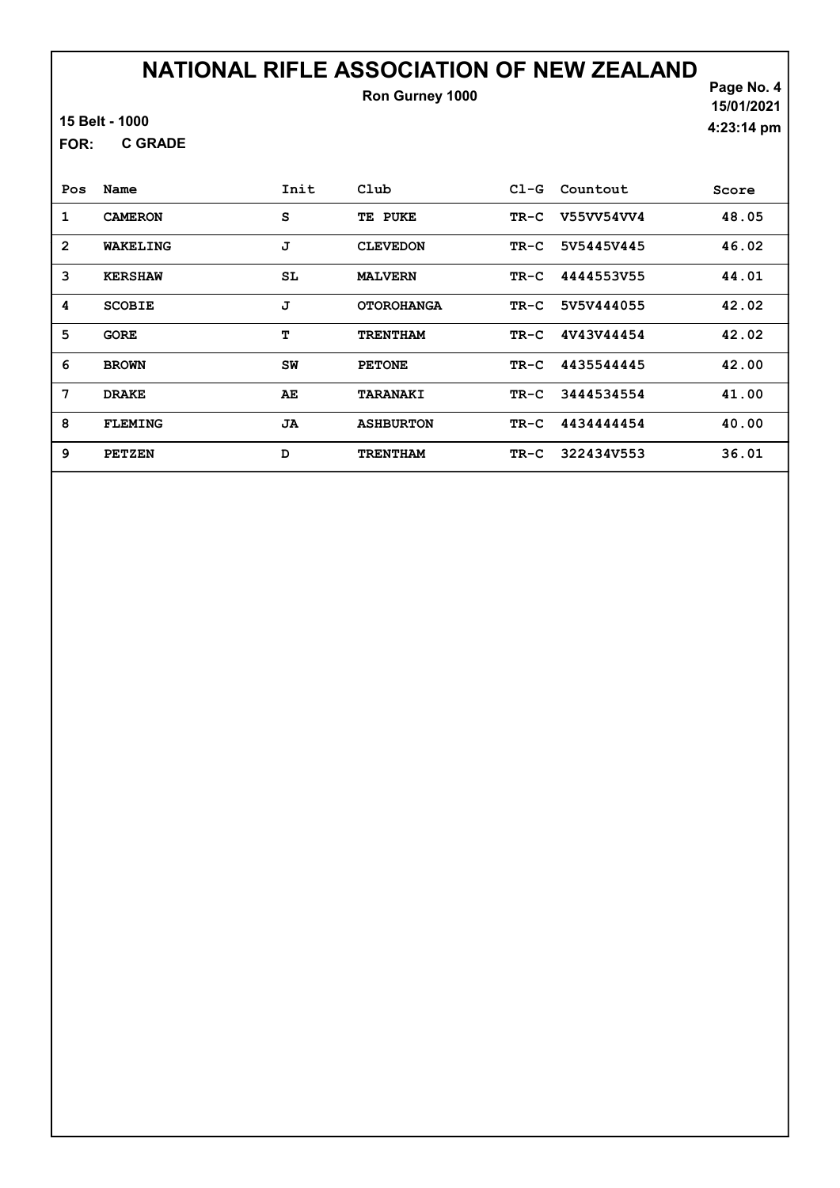# NATIONAL RIFLE ASSOCIATION OF NEW ZEALAND

**Ron Gurney 1000**

15 Belt - 1000

FOR: C GRADE

Page No. 4
15/01/2021
4:23:14 pm

| Pos | Name | Init | Club | Cl-G | Countout | Score |
|---|---|---|---|---|---|---|
| 1 | CAMERON | S | TE PUKE | TR-C | V55VV54VV4 | 48.05 |
| 2 | WAKELING | J | CLEVEDON | TR-C | 5V5445V445 | 46.02 |
| 3 | KERSHAW | SL | MALVERN | TR-C | 4444553V55 | 44.01 |
| 4 | SCOBIE | J | OTOROHANGA | TR-C | 5V5V444055 | 42.02 |
| 5 | GORE | T | TRENTHAM | TR-C | 4V43V44454 | 42.02 |
| 6 | BROWN | SW | PETONE | TR-C | 4435544445 | 42.00 |
| 7 | DRAKE | AE | TARANAKI | TR-C | 3444534554 | 41.00 |
| 8 | FLEMING | JA | ASHBURTON | TR-C | 4434444454 | 40.00 |
| 9 | PETZEN | D | TRENTHAM | TR-C | 322434V553 | 36.01 |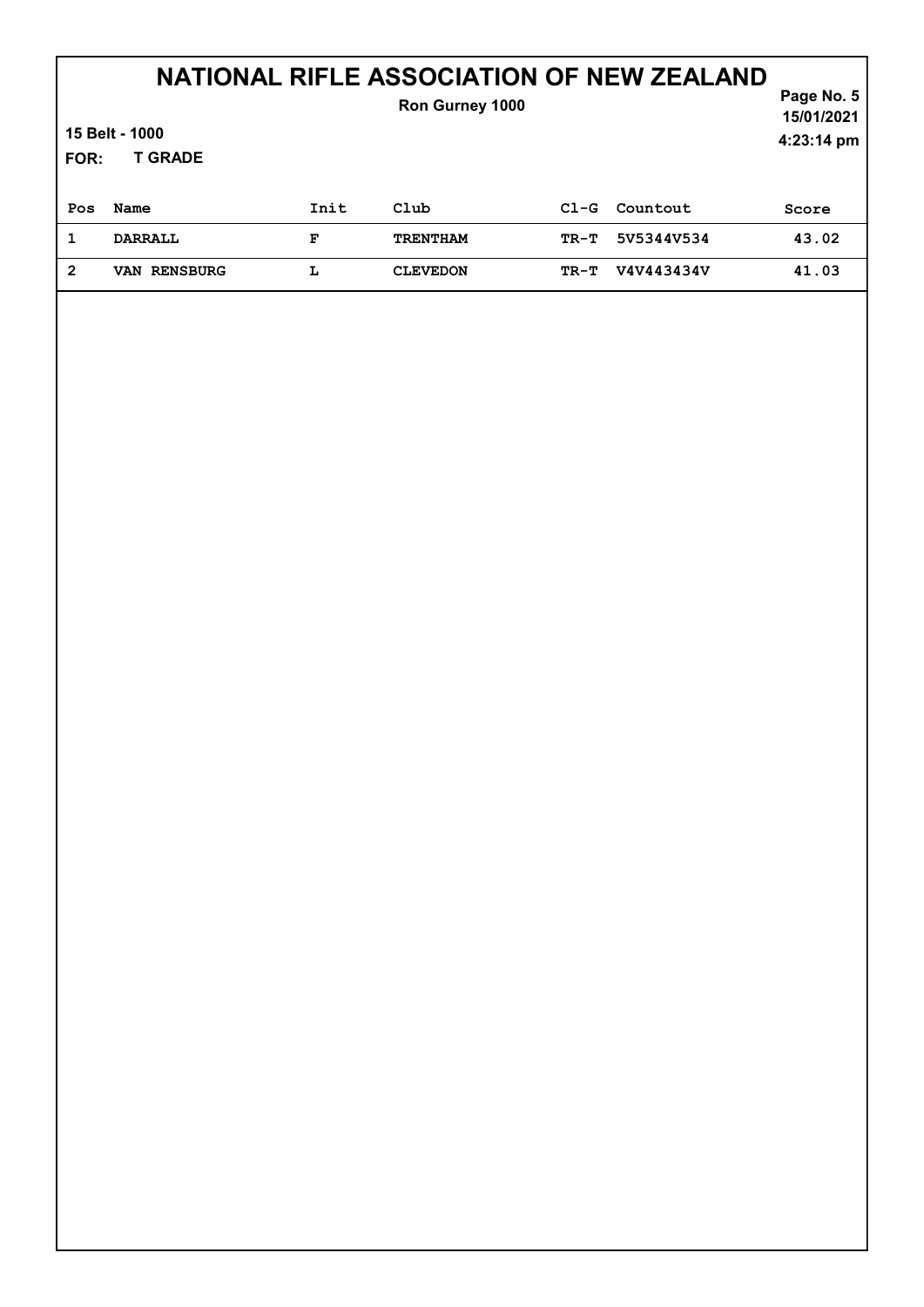# NATIONAL RIFLE ASSOCIATION OF NEW ZEALAND

**Ron Gurney 1000**

Page No. 5
15/01/2021
4:23:14 pm

**15 Belt - 1000**

**FOR: T GRADE**

| Pos | Name | Init | Club | Cl-G | Countout | Score |
|---|---|---|---|---|---|---|
| 1 | DARRALL | F | TRENTHAM | TR-T | 5V5344V534 | 43.02 |
| 2 | VAN RENSBURG | L | CLEVEDON | TR-T | V4V443434V | 41.03 |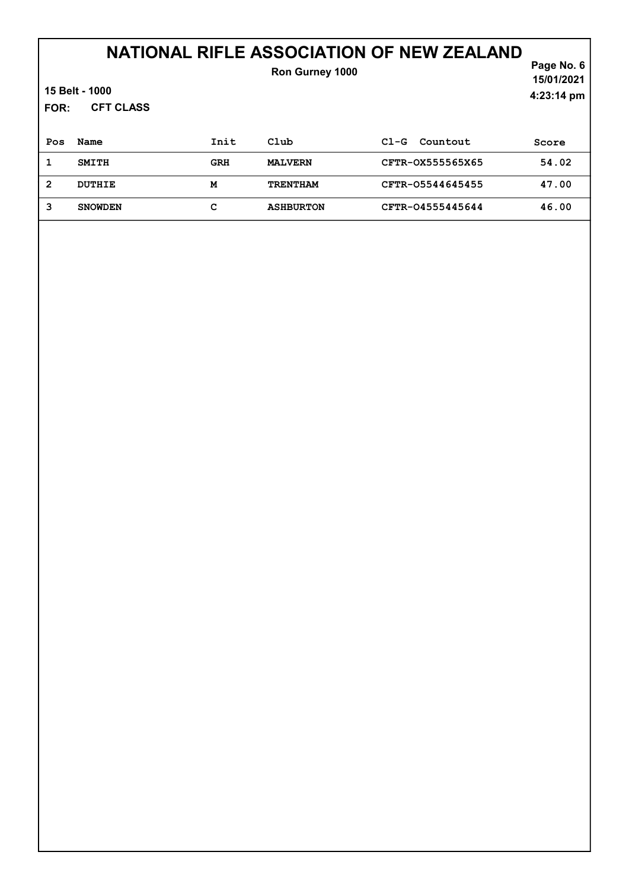# NATIONAL RIFLE ASSOCIATION OF NEW ZEALAND

**Ron Gurney 1000**

15/01/2021

4:23:14 pm

**15 Belt - 1000**

**FOR: CFT CLASS**

| Pos | Name | Init | Club | Cl-G Countout | Score |
|---|---|---|---|---|---|
| 1 | SMITH | GRH | MALVERN | CFTR-OX555565X65 | 54.02 |
| 2 | DUTHIE | M | TRENTHAM | CFTR-O5544645455 | 47.00 |
| 3 | SNOWDEN | C | ASHBURTON | CFTR-O4555445644 | 46.00 |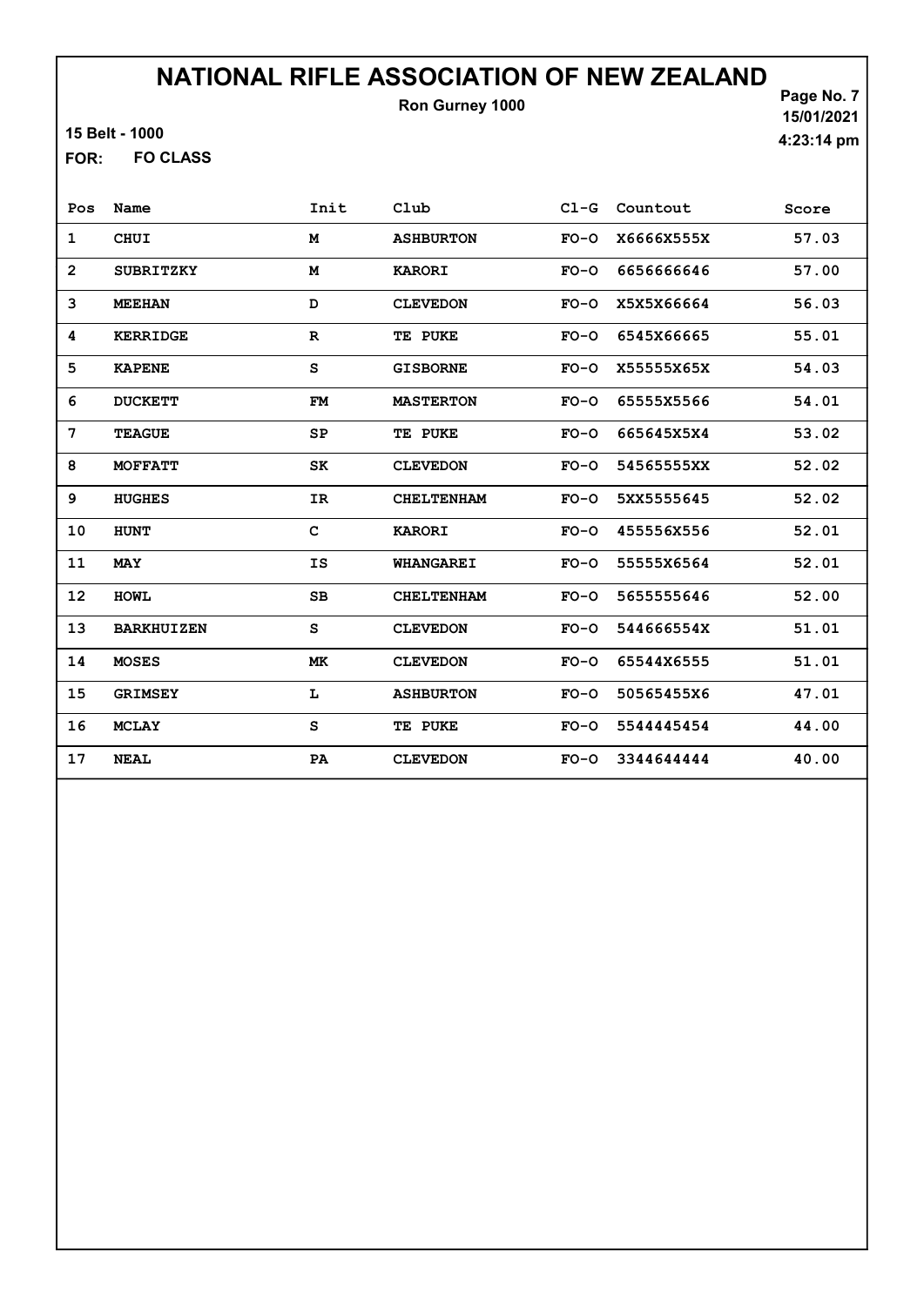# NATIONAL RIFLE ASSOCIATION OF NEW ZEALAND

**Ron Gurney 1000**

15 Belt - 1000

FOR: **FO CLASS**

Page No. 7
15/01/2021
4:23:14 pm

| Pos | Name | Init | Club | Cl-G | Countout | Score |
|---|---|---|---|---|---|---|
| 1 | CHUI | M | ASHBURTON | FO-O | X6666X555X | 57.03 |
| 2 | SUBRITZKY | M | KARORI | FO-O | 6656666646 | 57.00 |
| 3 | MEEHAN | D | CLEVEDON | FO-O | X5X5X66664 | 56.03 |
| 4 | KERRIDGE | R | TE PUKE | FO-O | 6545X66665 | 55.01 |
| 5 | KAPENE | S | GISBORNE | FO-O | X55555X65X | 54.03 |
| 6 | DUCKETT | FM | MASTERTON | FO-O | 65555X5566 | 54.01 |
| 7 | TEAGUE | SP | TE PUKE | FO-O | 665645X5X4 | 53.02 |
| 8 | MOFFATT | SK | CLEVEDON | FO-O | 54565555XX | 52.02 |
| 9 | HUGHES | IR | CHELTENHAM | FO-O | 5XX5555645 | 52.02 |
| 10 | HUNT | C | KARORI | FO-O | 455556X556 | 52.01 |
| 11 | MAY | IS | WHANGAREI | FO-O | 55555X6564 | 52.01 |
| 12 | HOWL | SB | CHELTENHAM | FO-O | 5655555646 | 52.00 |
| 13 | BARKHUIZEN | S | CLEVEDON | FO-O | 544666554X | 51.01 |
| 14 | MOSES | MK | CLEVEDON | FO-O | 65544X6555 | 51.01 |
| 15 | GRIMSEY | L | ASHBURTON | FO-O | 50565455X6 | 47.01 |
| 16 | MCLAY | S | TE PUKE | FO-O | 5544445454 | 44.00 |
| 17 | NEAL | PA | CLEVEDON | FO-O | 3344644444 | 40.00 |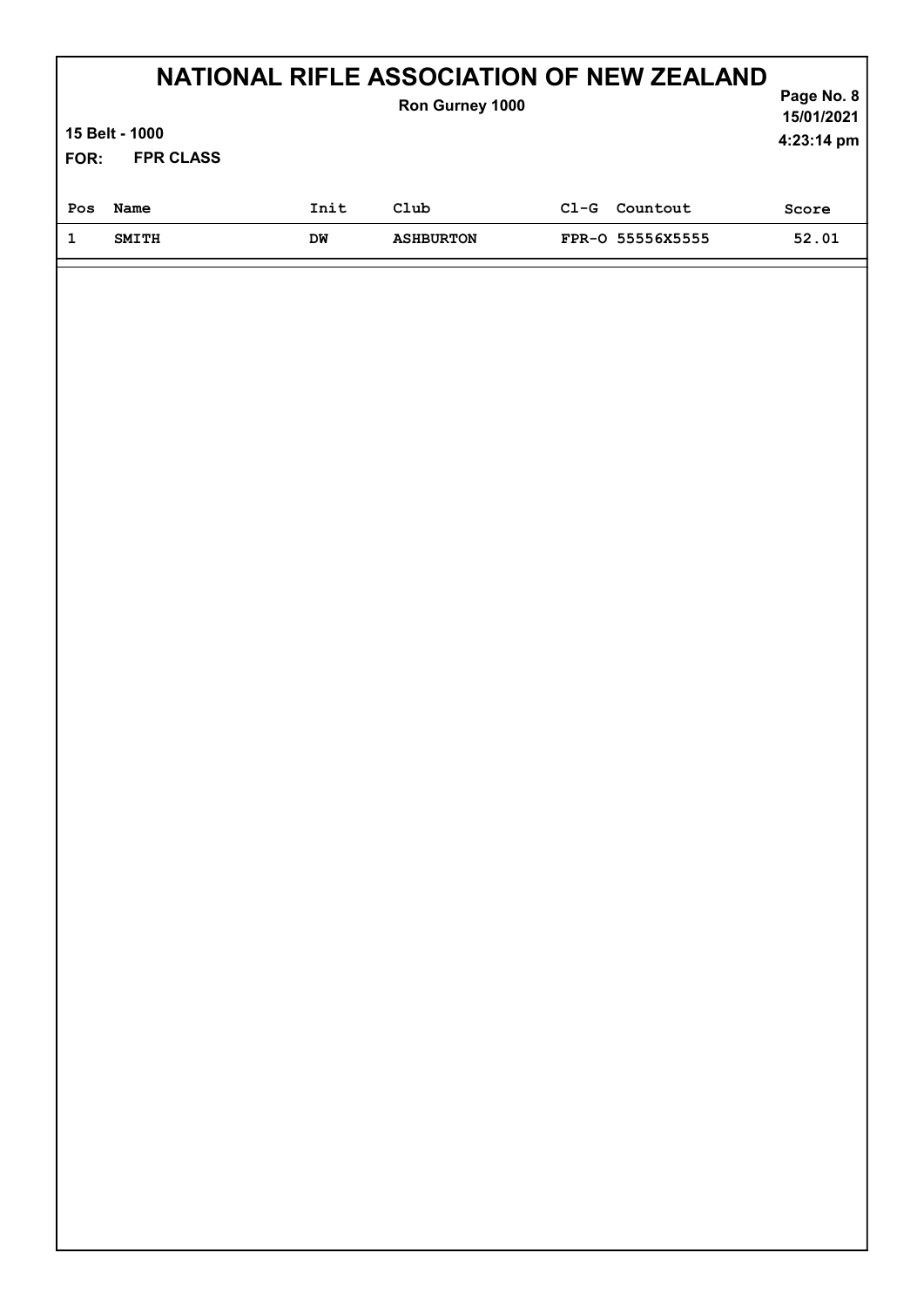# NATIONAL RIFLE ASSOCIATION OF NEW ZEALAND

**Ron Gurney 1000**

**15 Belt - 1000**

**FOR: FPR CLASS**

15/01/2021
4:23:14 pm

| Pos | Name | Init | Club | Cl-G | Countout | Score |
|---|---|---|---|---|---|---|
| 1 | SMITH | DW | ASHBURTON | FPR-O | 55556X5555 | 52.01 |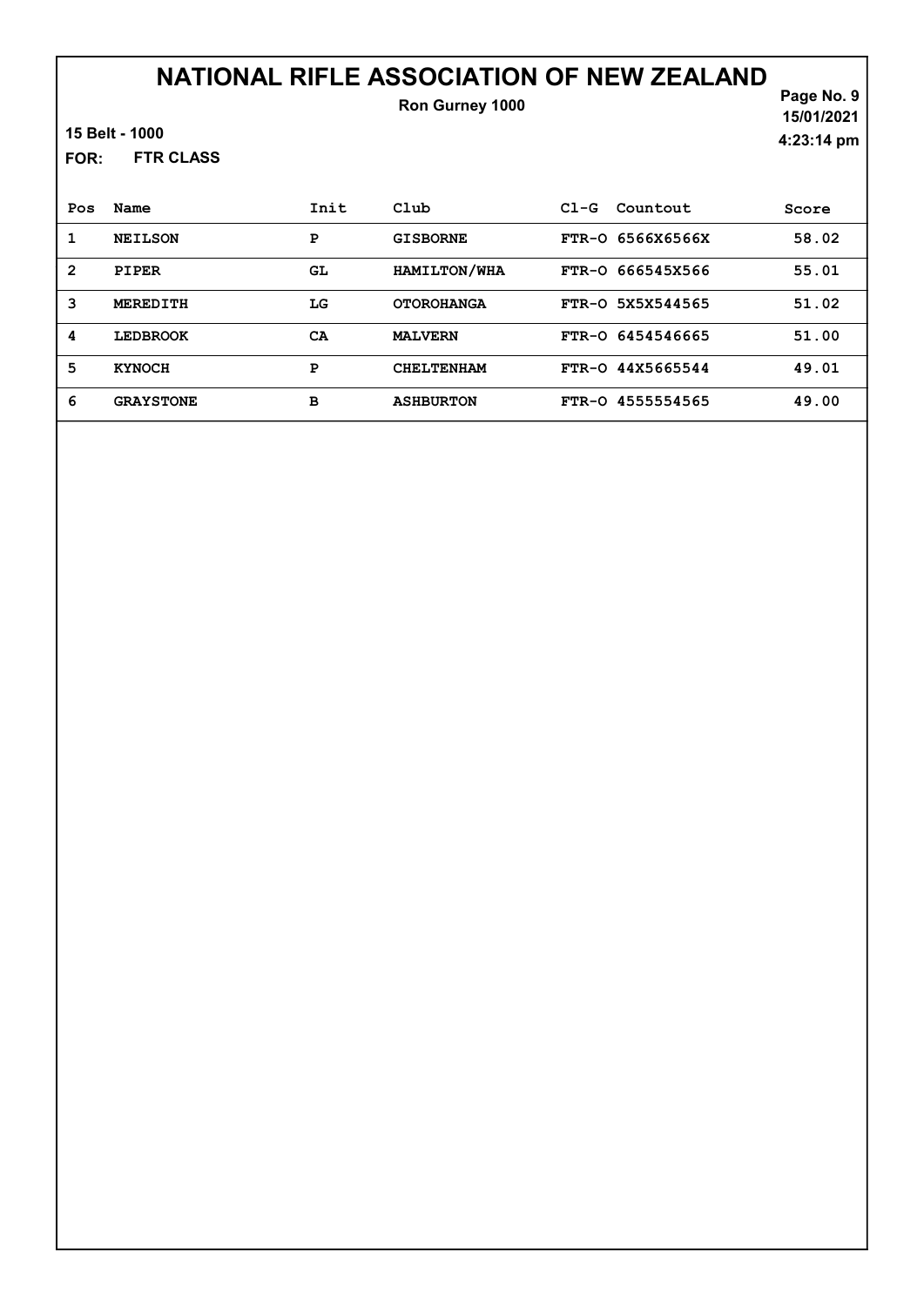# NATIONAL RIFLE ASSOCIATION OF NEW ZEALAND

**Ron Gurney 1000**

15/01/2021

4:23:14 pm

**15 Belt - 1000**

**FOR: FTR CLASS**

| Pos | Name | Init | Club | Cl-G | Countout | Score |
|---|---|---|---|---|---|---|
| 1 | NEILSON | P | GISBORNE | FTR-O | 6566X6566X | 58.02 |
| 2 | PIPER | GL | HAMILTON/WHA | FTR-O | 666545X566 | 55.01 |
| 3 | MEREDITH | LG | OTOROHANGA | FTR-O | 5X5X544565 | 51.02 |
| 4 | LEDBROOK | CA | MALVERN | FTR-O | 6454546665 | 51.00 |
| 5 | KYNOCH | P | CHELTENHAM | FTR-O | 44X5665544 | 49.01 |
| 6 | GRAYSTONE | B | ASHBURTON | FTR-O | 4555554565 | 49.00 |